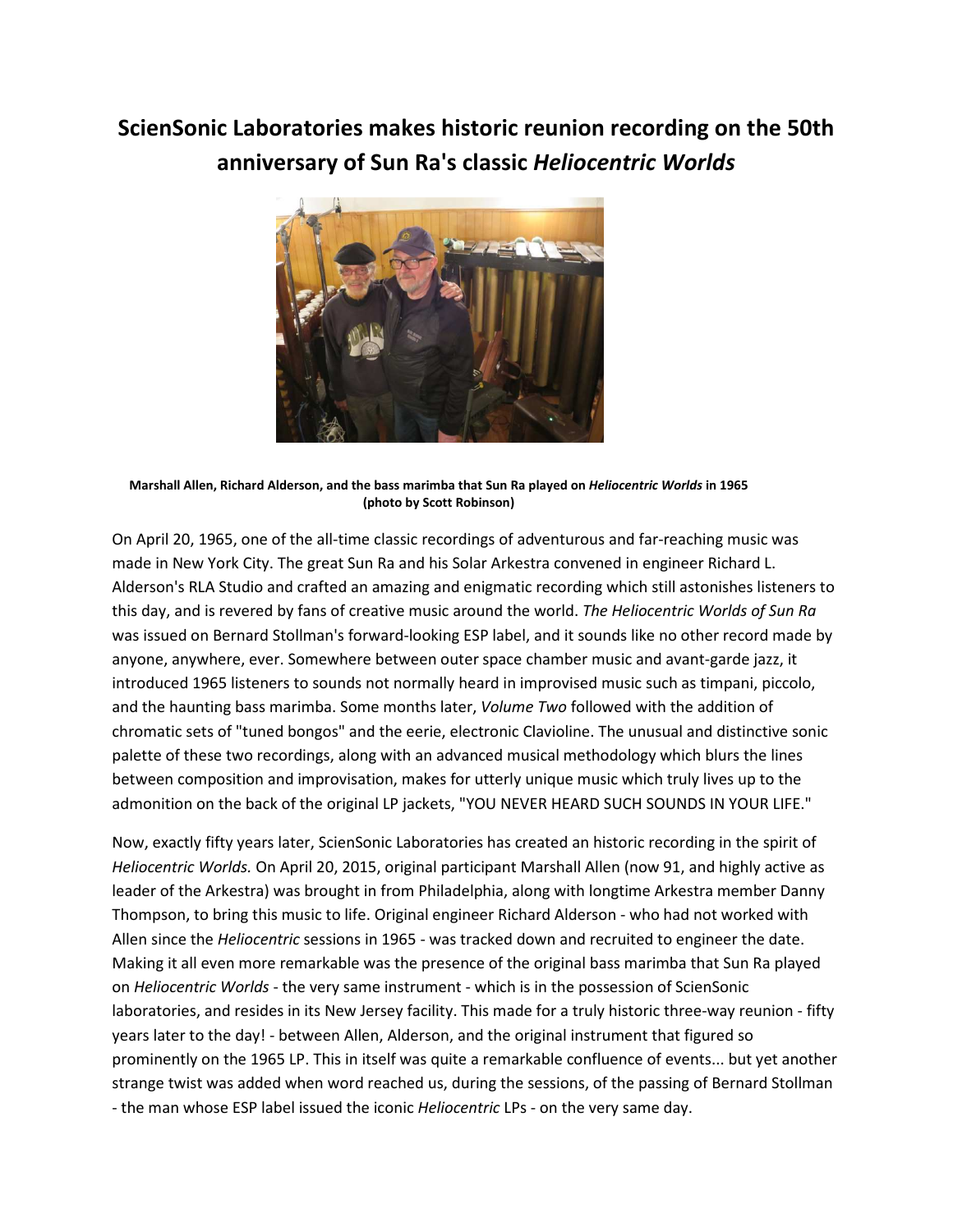# ScienSonic Laboratories makes historic reunion recording on the 50th anniversary of Sun Ra's classic *Heliocentric Worlds*

**Marshall Allen, Richard Alderson, and the bass marimba that Sun Ra played on *Heliocentric Worlds* in 1965 (photo by Scott Robinson)**

On April 20, 1965, one of the all-time classic recordings of adventurous and far-reaching music was made in New York City. The great Sun Ra and his Solar Arkestra convened in engineer Richard L. Alderson's RLA Studio and crafted an amazing and enigmatic recording which still astonishes listeners to this day, and is revered by fans of creative music around the world. *The Heliocentric Worlds of Sun Ra* was issued on Bernard Stollman's forward-looking ESP label, and it sounds like no other record made by anyone, anywhere, ever. Somewhere between outer space chamber music and avant-garde jazz, it introduced 1965 listeners to sounds not normally heard in improvised music such as timpani, piccolo, and the haunting bass marimba. Some months later, *Volume Two* followed with the addition of chromatic sets of "tuned bongos" and the eerie, electronic Clavioline. The unusual and distinctive sonic palette of these two recordings, along with an advanced musical methodology which blurs the lines between composition and improvisation, makes for utterly unique music which truly lives up to the admonition on the back of the original LP jackets, "YOU NEVER HEARD SUCH SOUNDS IN YOUR LIFE."

Now, exactly fifty years later, ScienSonic Laboratories has created an historic recording in the spirit of *Heliocentric Worlds.* On April 20, 2015, original participant Marshall Allen (now 91, and highly active as leader of the Arkestra) was brought in from Philadelphia, along with longtime Arkestra member Danny Thompson, to bring this music to life. Original engineer Richard Alderson - who had not worked with Allen since the *Heliocentric* sessions in 1965 - was tracked down and recruited to engineer the date. Making it all even more remarkable was the presence of the original bass marimba that Sun Ra played on *Heliocentric Worlds* - the very same instrument - which is in the possession of ScienSonic laboratories, and resides in its New Jersey facility. This made for a truly historic three-way reunion - fifty years later to the day! - between Allen, Alderson, and the original instrument that figured so prominently on the 1965 LP. This in itself was quite a remarkable confluence of events... but yet another strange twist was added when word reached us, during the sessions, of the passing of Bernard Stollman - the man whose ESP label issued the iconic *Heliocentric* LPs - on the very same day.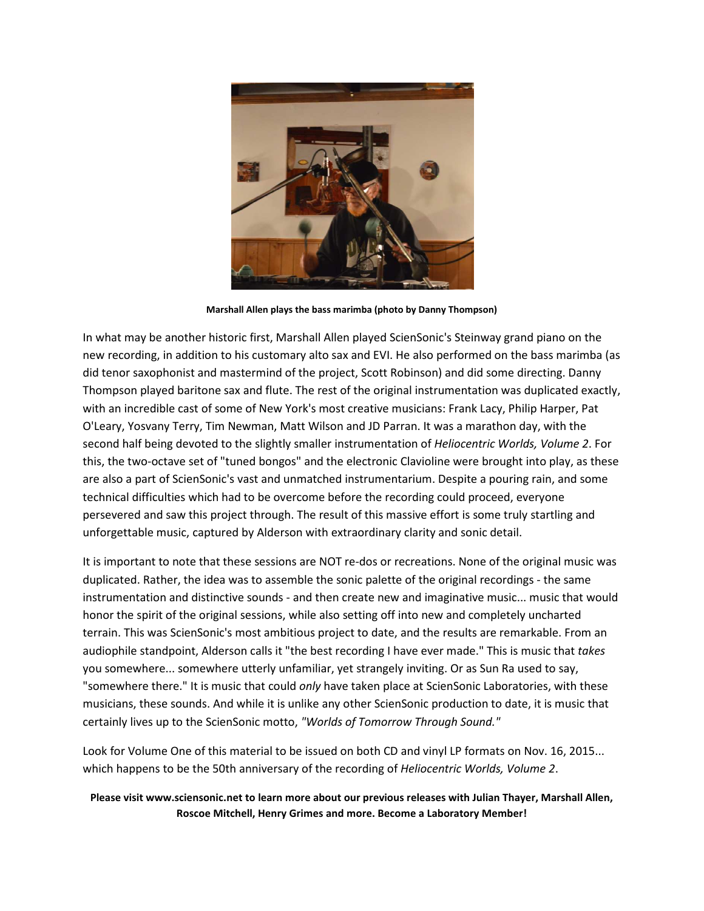**Marshall Allen plays the bass marimba (photo by Danny Thompson)**

In what may be another historic first, Marshall Allen played ScienSonic's Steinway grand piano on the new recording, in addition to his customary alto sax and EVI. He also performed on the bass marimba (as did tenor saxophonist and mastermind of the project, Scott Robinson) and did some directing. Danny Thompson played baritone sax and flute. The rest of the original instrumentation was duplicated exactly, with an incredible cast of some of New York's most creative musicians: Frank Lacy, Philip Harper, Pat O'Leary, Yosvany Terry, Tim Newman, Matt Wilson and JD Parran. It was a marathon day, with the second half being devoted to the slightly smaller instrumentation of *Heliocentric Worlds, Volume 2*. For this, the two-octave set of "tuned bongos" and the electronic Clavioline were brought into play, as these are also a part of ScienSonic's vast and unmatched instrumentarium. Despite a pouring rain, and some technical difficulties which had to be overcome before the recording could proceed, everyone persevered and saw this project through. The result of this massive effort is some truly startling and unforgettable music, captured by Alderson with extraordinary clarity and sonic detail.

It is important to note that these sessions are NOT re-dos or recreations. None of the original music was duplicated. Rather, the idea was to assemble the sonic palette of the original recordings - the same instrumentation and distinctive sounds - and then create new and imaginative music... music that would honor the spirit of the original sessions, while also setting off into new and completely uncharted terrain. This was ScienSonic's most ambitious project to date, and the results are remarkable. From an audiophile standpoint, Alderson calls it "the best recording I have ever made." This is music that *takes* you somewhere... somewhere utterly unfamiliar, yet strangely inviting. Or as Sun Ra used to say, "somewhere there." It is music that could *only* have taken place at ScienSonic Laboratories, with these musicians, these sounds. And while it is unlike any other ScienSonic production to date, it is music that certainly lives up to the ScienSonic motto, *"Worlds of Tomorrow Through Sound."*

Look for Volume One of this material to be issued on both CD and vinyl LP formats on Nov. 16, 2015... which happens to be the 50th anniversary of the recording of *Heliocentric Worlds, Volume 2*.

**Please visit www.sciensonic.net to learn more about our previous releases with Julian Thayer, Marshall Allen, Roscoe Mitchell, Henry Grimes and more. Become a Laboratory Member!**